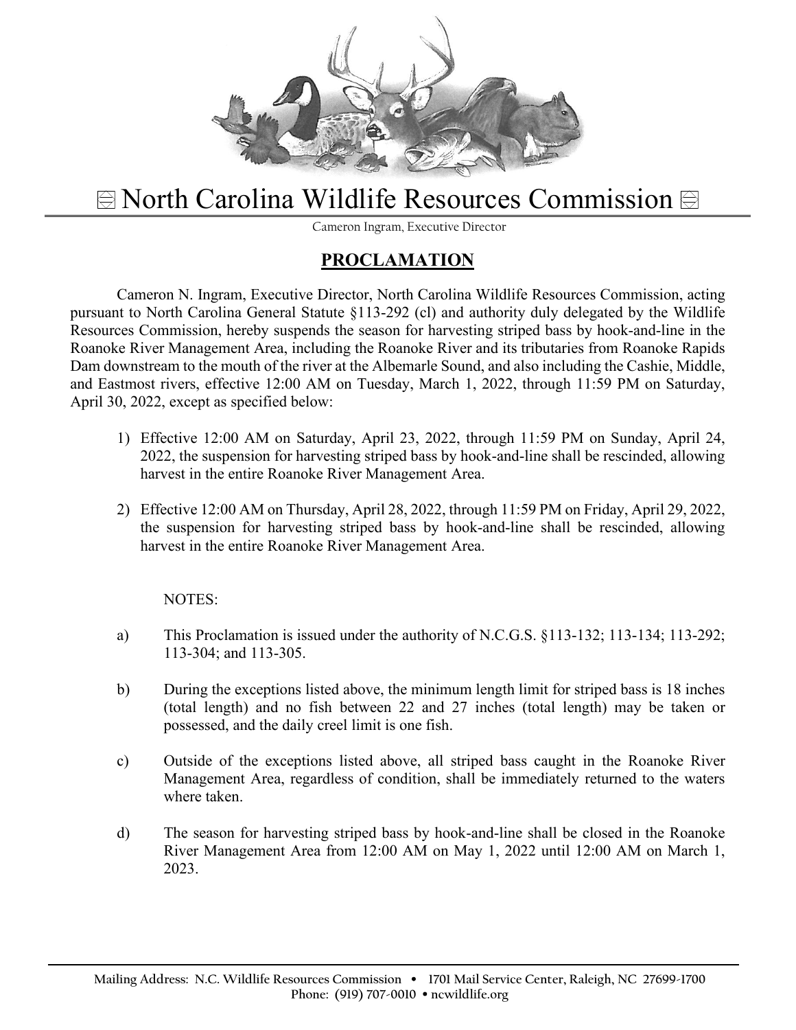# North Carolina Wildlife Resources Commission

Cameron Ingram, Executive Director

## PROCLAMATION

Cameron N. Ingram, Executive Director, North Carolina Wildlife Resources Commission, acting pursuant to North Carolina General Statute §113-292 (cl) and authority duly delegated by the Wildlife Resources Commission, hereby suspends the season for harvesting striped bass by hook-and-line in the Roanoke River Management Area, including the Roanoke River and its tributaries from Roanoke Rapids Dam downstream to the mouth of the river at the Albemarle Sound, and also including the Cashie, Middle, and Eastmost rivers, effective 12:00 AM on Tuesday, March 1, 2022, through 11:59 PM on Saturday, April 30, 2022, except as specified below:

1) Effective 12:00 AM on Saturday, April 23, 2022, through 11:59 PM on Sunday, April 24, 2022, the suspension for harvesting striped bass by hook-and-line shall be rescinded, allowing harvest in the entire Roanoke River Management Area.
2) Effective 12:00 AM on Thursday, April 28, 2022, through 11:59 PM on Friday, April 29, 2022, the suspension for harvesting striped bass by hook-and-line shall be rescinded, allowing harvest in the entire Roanoke River Management Area.

NOTES:

a) This Proclamation is issued under the authority of N.C.G.S. §113-132; 113-134; 113-292; 113-304; and 113-305.

b) During the exceptions listed above, the minimum length limit for striped bass is 18 inches (total length) and no fish between 22 and 27 inches (total length) may be taken or possessed, and the daily creel limit is one fish.

c) Outside of the exceptions listed above, all striped bass caught in the Roanoke River Management Area, regardless of condition, shall be immediately returned to the waters where taken.

d) The season for harvesting striped bass by hook-and-line shall be closed in the Roanoke River Management Area from 12:00 AM on May 1, 2022 until 12:00 AM on March 1, 2023.

Mailing Address: N.C. Wildlife Resources Commission • 1701 Mail Service Center, Raleigh, NC 27699-1700
Phone: (919) 707-0010 • ncwildlife.org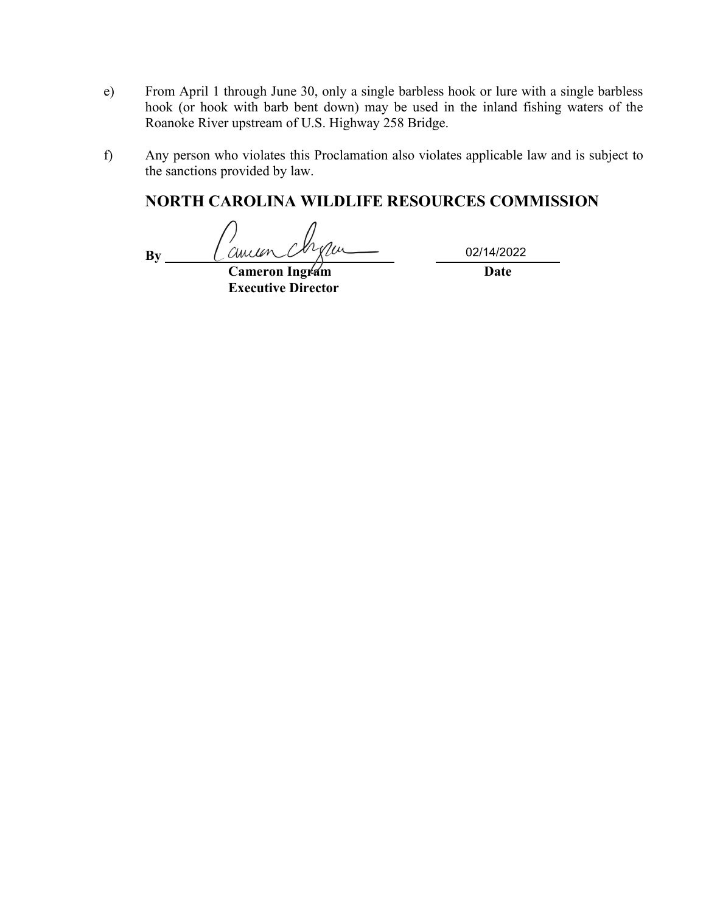e) From April 1 through June 30, only a single barbless hook or lure with a single barbless hook (or hook with barb bent down) may be used in the inland fishing waters of the Roanoke River upstream of U.S. Highway 258 Bridge.

f) Any person who violates this Proclamation also violates applicable law and is subject to the sanctions provided by law.

**NORTH CAROLINA WILDLIFE RESOURCES COMMISSION**

**By** ______________________________ 02/14/2022

**Cameron Ingram** **Date**

**Executive Director**